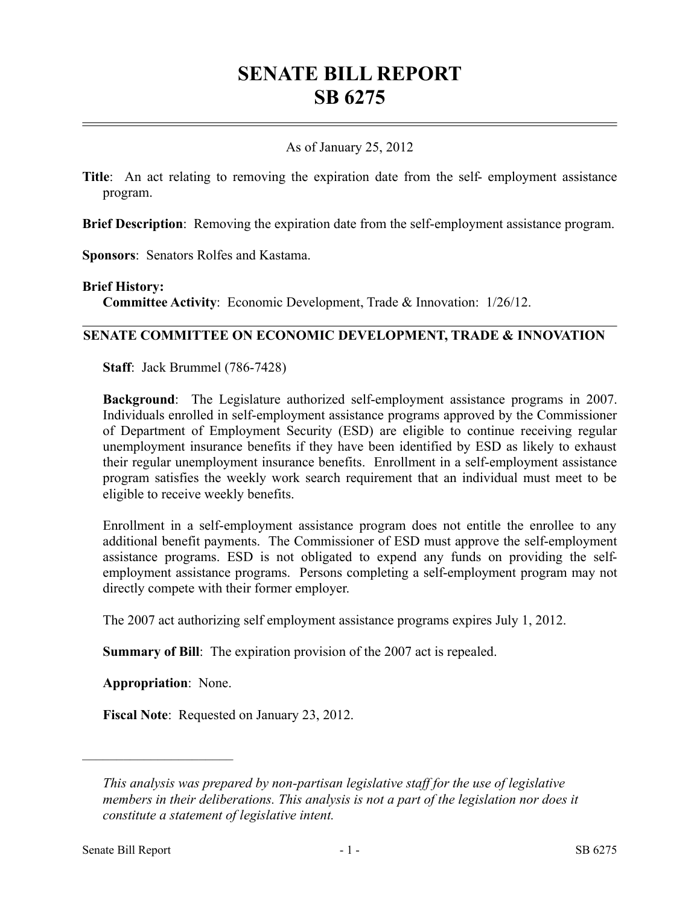# SENATE BILL REPORT
# SB 6275

As of January 25, 2012

**Title**: An act relating to removing the expiration date from the self- employment assistance program.

**Brief Description**: Removing the expiration date from the self-employment assistance program.

**Sponsors**: Senators Rolfes and Kastama.

**Brief History:**

**Committee Activity**: Economic Development, Trade & Innovation: 1/26/12.

## SENATE COMMITTEE ON ECONOMIC DEVELOPMENT, TRADE & INNOVATION

**Staff**: Jack Brummel (786-7428)

**Background**: The Legislature authorized self-employment assistance programs in 2007. Individuals enrolled in self-employment assistance programs approved by the Commissioner of Department of Employment Security (ESD) are eligible to continue receiving regular unemployment insurance benefits if they have been identified by ESD as likely to exhaust their regular unemployment insurance benefits. Enrollment in a self-employment assistance program satisfies the weekly work search requirement that an individual must meet to be eligible to receive weekly benefits.

Enrollment in a self-employment assistance program does not entitle the enrollee to any additional benefit payments. The Commissioner of ESD must approve the self-employment assistance programs. ESD is not obligated to expend any funds on providing the self-employment assistance programs. Persons completing a self-employment program may not directly compete with their former employer.

The 2007 act authorizing self employment assistance programs expires July 1, 2012.

**Summary of Bill**: The expiration provision of the 2007 act is repealed.

**Appropriation**: None.

**Fiscal Note**: Requested on January 23, 2012.

---

*This analysis was prepared by non-partisan legislative staff for the use of legislative members in their deliberations. This analysis is not a part of the legislation nor does it constitute a statement of legislative intent.*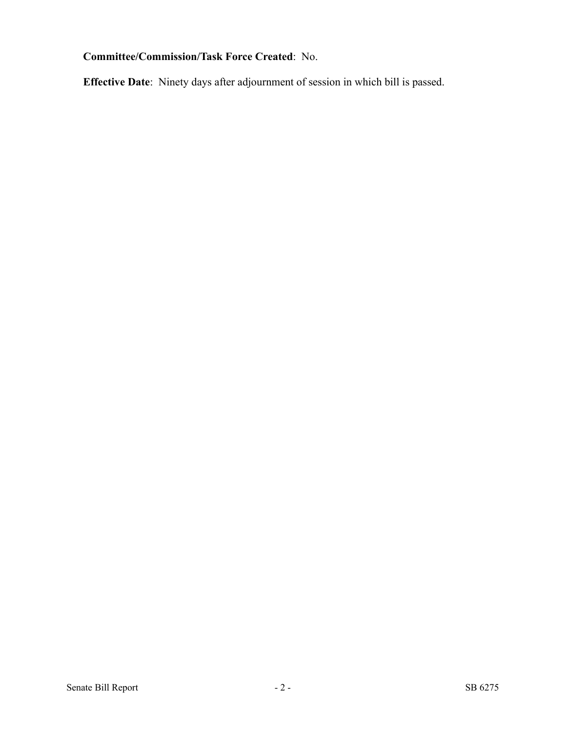**Committee/Commission/Task Force Created**: No.

**Effective Date**: Ninety days after adjournment of session in which bill is passed.